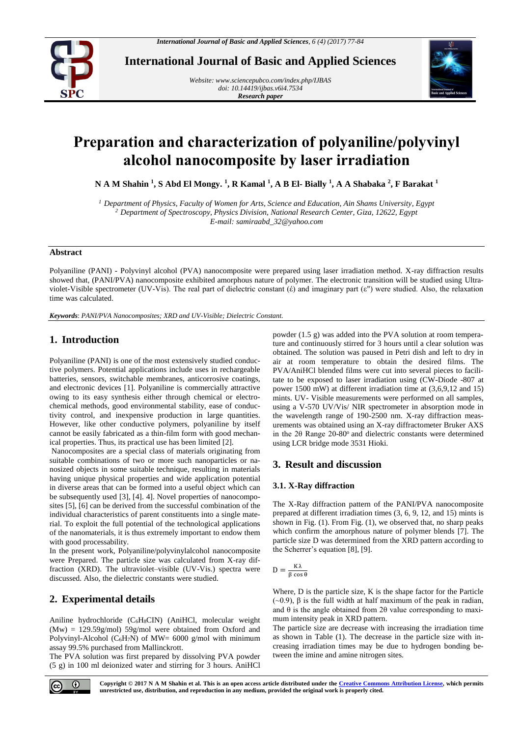# Preparation and characterization of polyaniline/polyvinyl alcohol nanocomposite by laser irradiation

**N A M Shahin [1], S Abd El Mongy. [1], R Kamal [1], A B El- Bially [1], A A Shabaka [2], F Barakat [1]**

[1] *Department of Physics, Faculty of Women for Arts, Science and Education, Ain Shams University, Egypt*
[2] *Department of Spectroscopy, Physics Division, National Research Center, Giza, 12622, Egypt*
*E-mail: samiraabd_32@yahoo.com*

### Abstract

Polyaniline (PANI) - Polyvinyl alcohol (PVA) nanocomposite were prepared using laser irradiation method. X-ray diffraction results showed that, (PANI/PVA) nanocomposite exhibited amorphous nature of polymer. The electronic transition will be studied using Ultraviolet-Visible spectrometer (UV-Vis). The real part of dielectric constant (έ) and imaginary part (ε") were studied. Also, the relaxation time was calculated.

***Keywords**: PANI/PVA Nanocomposites; XRD and UV-Visible; Dielectric Constant.*

## 1. Introduction

Polyaniline (PANI) is one of the most extensively studied conductive polymers. Potential applications include uses in rechargeable batteries, sensors, switchable membranes, anticorrosive coatings, and electronic devices [1]. Polyaniline is commercially attractive owing to its easy synthesis either through chemical or electrochemical methods, good environmental stability, ease of conductivity control, and inexpensive production in large quantities. However, like other conductive polymers, polyaniline by itself cannot be easily fabricated as a thin-film form with good mechanical properties. Thus, its practical use has been limited [2].

Nanocomposites are a special class of materials originating from suitable combinations of two or more such nanoparticles or nanosized objects in some suitable technique, resulting in materials having unique physical properties and wide application potential in diverse areas that can be formed into a useful object which can be subsequently used [3], [4]. 4]. Novel properties of nanocomposites [5], [6] can be derived from the successful combination of the individual characteristics of parent constituents into a single material. To exploit the full potential of the technological applications of the nanomaterials, it is thus extremely important to endow them with good processability.

In the present work, Polyaniline/polyvinylalcohol nanocomposite were Prepared. The particle size was calculated from X-ray diffraction (XRD). The ultraviolet–visible (UV-Vis.) spectra were discussed. Also, the dielectric constants were studied.

## 2. Experimental details

Aniline hydrochloride ($C_6H_8ClN$) (AniHCl, molecular weight (Mw) = 129.59g/mol) 59g/mol were obtained from Oxford and Polyvinyl-Alcohol ($C_6H_7N$) of MW= 6000 g/mol with minimum assay 99.5% purchased from Mallinckrott.

The PVA solution was first prepared by dissolving PVA powder (5 g) in 100 ml deionized water and stirring for 3 hours. AniHCl powder (1.5 g) was added into the PVA solution at room temperature and continuously stirred for 3 hours until a clear solution was obtained. The solution was paused in Petri dish and left to dry in air at room temperature to obtain the desired films. The PVA/AniHCl blended films were cut into several pieces to facilitate to be exposed to laser irradiation using (CW-Diode -807 at power 1500 mW) at different irradiation time at (3,6,9,12 and 15) mints. UV- Visible measurements were performed on all samples, using a V-570 UV/Vis/ NIR spectrometer in absorption mode in the wavelength range of 190-2500 nm. X-ray diffraction measurements was obtained using an X-ray diffractometer Bruker AXS in the 2θ Range 20-80° and dielectric constants were determined using LCR bridge mode 3531 Hioki.

## 3. Result and discussion

### 3.1. X-Ray diffraction

The X-Ray diffraction pattern of the PANI/PVA nanocomposite prepared at different irradiation times (3, 6, 9, 12, and 15) mints is shown in Fig. (1). From Fig. (1), we observed that, no sharp peaks which confirm the amorphous nature of polymer blends [7]. The particle size D was determined from the XRD pattern according to the Scherrer's equation [8], [9].

$$D = \frac{K\lambda}{\beta \cos\theta}$$

Where, D is the particle size, K is the shape factor for the Particle (~0.9), β is the full width at half maximum of the peak in radian, and θ is the angle obtained from 2θ value corresponding to maximum intensity peak in XRD pattern.

The particle size are decrease with increasing the irradiation time as shown in Table (1). The decrease in the particle size with increasing irradiation times may be due to hydrogen bonding between the imine and amine nitrogen sites.

**Copyright © 2017 N A M Shahin et al. This is an open access article distributed under the Creative Commons Attribution License, which permits unrestricted use, distribution, and reproduction in any medium, provided the original work is properly cited.**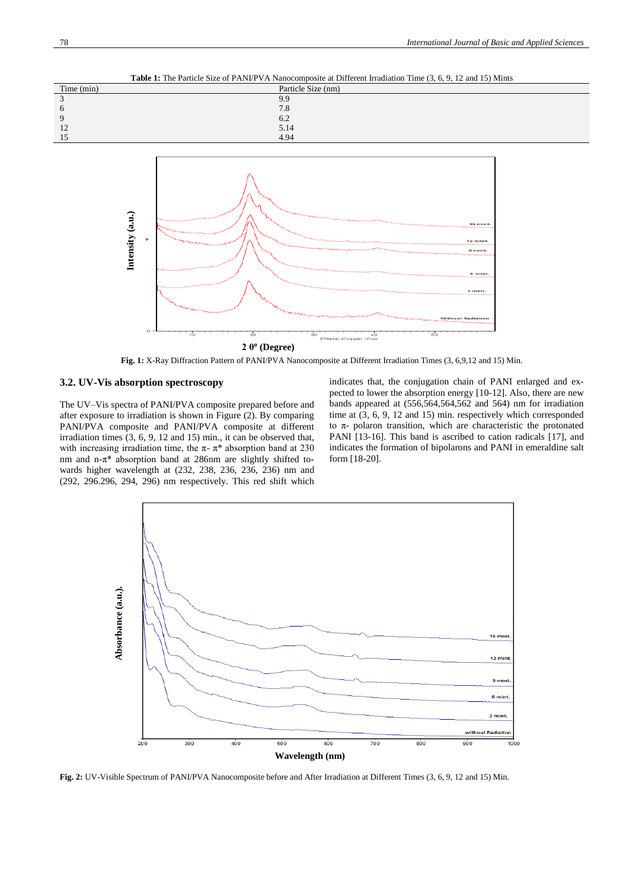**Table 1:** The Particle Size of PANI/PVA Nanocomposite at Different Irradiation Time (3, 6, 9, 12 and 15) Mints

| Time (min) | Particle Size (nm) |
|---|---|
| 3 | 9.9 |
| 6 | 7.8 |
| 9 | 6.2 |
| 12 | 5.14 |
| 15 | 4.94 |

**Fig. 1:** X-Ray Diffraction Pattern of PANI/PVA Nanocomposite at Different Irradiation Times (3, 6,9,12 and 15) Min.

### 3.2. UV-Vis absorption spectroscopy

The UV–Vis spectra of PANI/PVA composite prepared before and after exposure to irradiation is shown in Figure (2). By comparing PANI/PVA composite and PANI/PVA composite at different irradiation times (3, 6, 9, 12 and 15) min., it can be observed that, with increasing irradiation time, the $\pi$- $\pi^*$ absorption band at 230 nm and n-$\pi^*$ absorption band at 286nm are slightly shifted towards higher wavelength at (232, 238, 236, 236, 236) nm and (292, 296.296, 294, 296) nm respectively. This red shift which indicates that, the conjugation chain of PANI enlarged and expected to lower the absorption energy [10-12]. Also, there are new bands appeared at (556,564,564,562 and 564) nm for irradiation time at (3, 6, 9, 12 and 15) min. respectively which corresponded to $\pi$- polaron transition, which are characteristic the protonated PANI [13-16]. This band is ascribed to cation radicals [17], and indicates the formation of bipolarons and PANI in emeraldine salt form [18-20].

**Fig. 2:** UV-Visible Spectrum of PANI/PVA Nanocomposite before and After Irradiation at Different Times (3, 6, 9, 12 and 15) Min.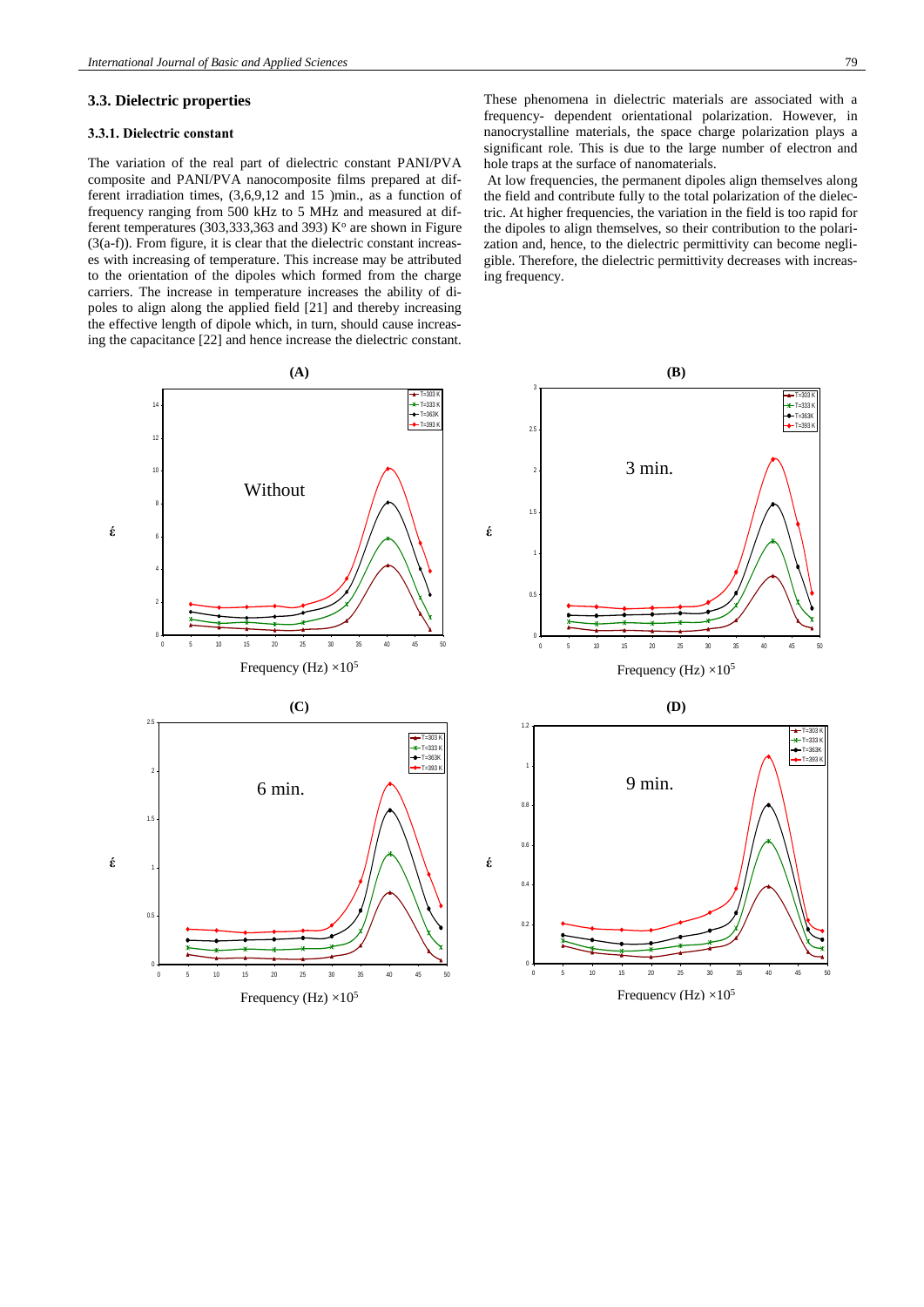### 3.3. Dielectric properties

#### 3.3.1. Dielectric constant

The variation of the real part of dielectric constant PANI/PVA composite and PANI/PVA nanocomposite films prepared at different irradiation times, (3,6,9,12 and 15 )min., as a function of frequency ranging from 500 kHz to 5 MHz and measured at different temperatures (303,333,363 and 393) K° are shown in Figure (3(a-f)). From figure, it is clear that the dielectric constant increases with increasing of temperature. This increase may be attributed to the orientation of the dipoles which formed from the charge carriers. The increase in temperature increases the ability of dipoles to align along the applied field [21] and thereby increasing the effective length of dipole which, in turn, should cause increasing the capacitance [22] and hence increase the dielectric constant.

These phenomena in dielectric materials are associated with a frequency- dependent orientational polarization. However, in nanocrystalline materials, the space charge polarization plays a significant role. This is due to the large number of electron and hole traps at the surface of nanomaterials.

At low frequencies, the permanent dipoles align themselves along the field and contribute fully to the total polarization of the dielectric. At higher frequencies, the variation in the field is too rapid for the dipoles to align themselves, so their contribution to the polarization and, hence, to the dielectric permittivity can become negligible. Therefore, the dielectric permittivity decreases with increasing frequency.

**(A)**

Without

Frequency (Hz) $\times 10^5$

**(B)**

3 min.

Frequency (Hz) $\times 10^5$

**(C)**

6 min.

Frequency (Hz) $\times 10^5$

**(D)**

9 min.

Frequency (Hz) $\times 10^5$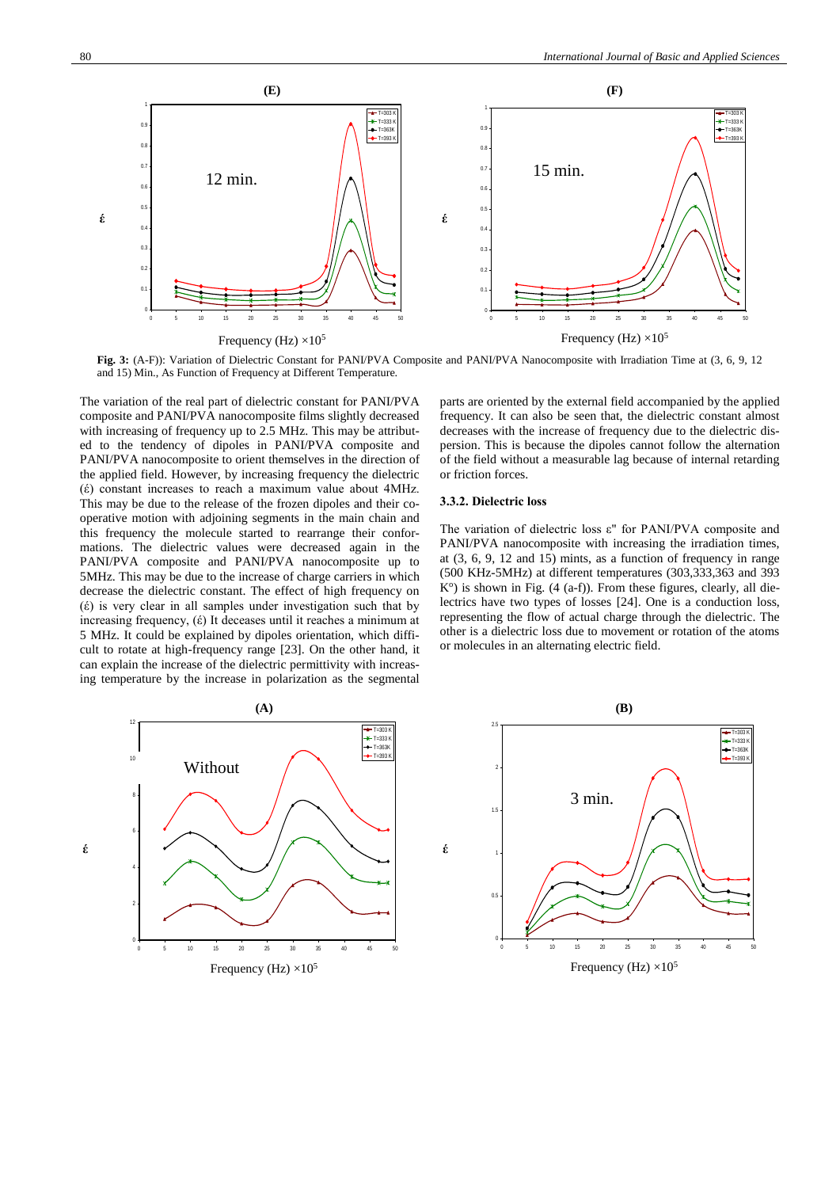**Fig. 3:** (A-F)): Variation of Dielectric Constant for PANI/PVA Composite and PANI/PVA Nanocomposite with Irradiation Time at (3, 6, 9, 12 and 15) Min., As Function of Frequency at Different Temperature.

The variation of the real part of dielectric constant for PANI/PVA composite and PANI/PVA nanocomposite films slightly decreased with increasing of frequency up to 2.5 MHz. This may be attributed to the tendency of dipoles in PANI/PVA composite and PANI/PVA nanocomposite to orient themselves in the direction of the applied field. However, by increasing frequency the dielectric (έ) constant increases to reach a maximum value about 4MHz. This may be due to the release of the frozen dipoles and their cooperative motion with adjoining segments in the main chain and this frequency the molecule started to rearrange their conformations. The dielectric values were decreased again in the PANI/PVA composite and PANI/PVA nanocomposite up to 5MHz. This may be due to the increase of charge carriers in which decrease the dielectric constant. The effect of high frequency on (έ) is very clear in all samples under investigation such that by increasing frequency, (έ) It deceases until it reaches a minimum at 5 MHz. It could be explained by dipoles orientation, which difficult to rotate at high-frequency range [23]. On the other hand, it can explain the increase of the dielectric permittivity with increasing temperature by the increase in polarization as the segmental parts are oriented by the external field accompanied by the applied frequency. It can also be seen that, the dielectric constant almost decreases with the increase of frequency due to the dielectric dispersion. This is because the dipoles cannot follow the alternation of the field without a measurable lag because of internal retarding or friction forces.

### 3.3.2. Dielectric loss

The variation of dielectric loss ε" for PANI/PVA composite and PANI/PVA nanocomposite with increasing the irradiation times, at (3, 6, 9, 12 and 15) mints, as a function of frequency in range (500 KHz-5MHz) at different temperatures (303,333,363 and 393 K°) is shown in Fig. (4 (a-f)). From these figures, clearly, all dielectrics have two types of losses [24]. One is a conduction loss, representing the flow of actual charge through the dielectric. The other is a dielectric loss due to movement or rotation of the atoms or molecules in an alternating electric field.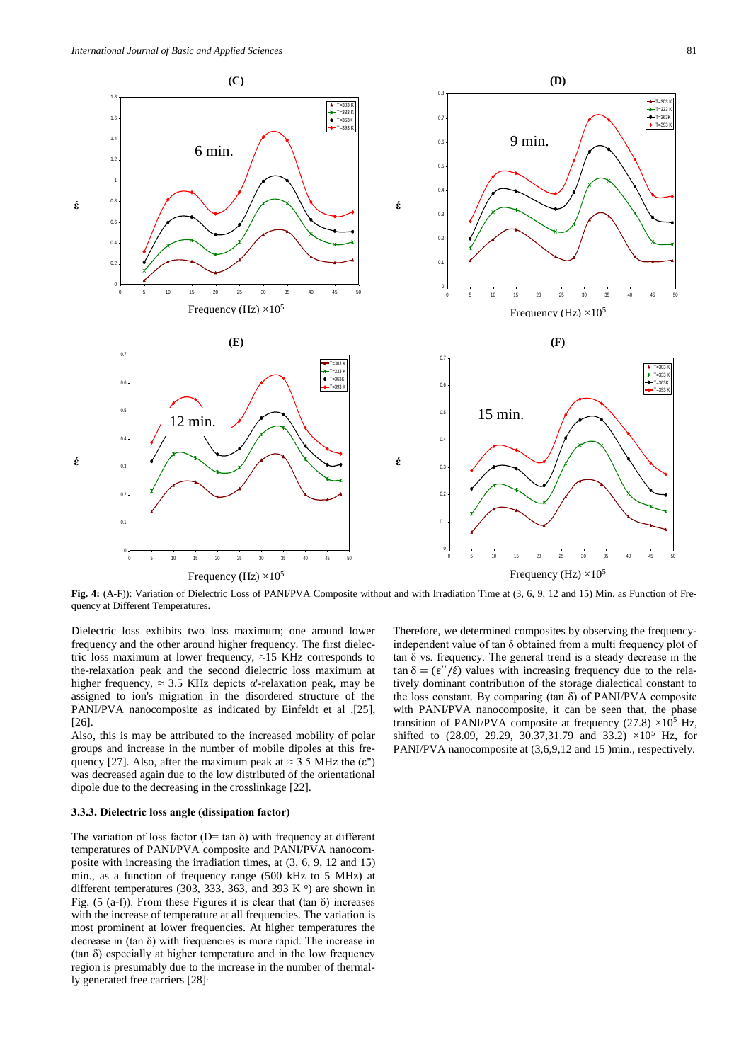**Fig. 4:** (A-F)): Variation of Dielectric Loss of PANI/PVA Composite without and with Irradiation Time at (3, 6, 9, 12 and 15) Min. as Function of Frequency at Different Temperatures.

Dielectric loss exhibits two loss maximum; one around lower frequency and the other around higher frequency. The first dielectric loss maximum at lower frequency, ≈15 KHz corresponds to the-relaxation peak and the second dielectric loss maximum at higher frequency, ≈ 3.5 KHz depicts α'-relaxation peak, may be assigned to ion's migration in the disordered structure of the PANI/PVA nanocomposite as indicated by Einfeldt et al .[25], [26].

Also, this is may be attributed to the increased mobility of polar groups and increase in the number of mobile dipoles at this frequency [27]. Also, after the maximum peak at ≈ 3.5 MHz the (ε") was decreased again due to the low distributed of the orientational dipole due to the decreasing in the crosslinkage [22].

### 3.3.3. Dielectric loss angle (dissipation factor)

The variation of loss factor (D= tan δ) with frequency at different temperatures of PANI/PVA composite and PANI/PVA nanocomposite with increasing the irradiation times, at (3, 6, 9, 12 and 15) min., as a function of frequency range (500 kHz to 5 MHz) at different temperatures (303, 333, 363, and 393 K °) are shown in Fig. (5 (a-f)). From these Figures it is clear that (tan δ) increases with the increase of temperature at all frequencies. The variation is most prominent at lower frequencies. At higher temperatures the decrease in (tan δ) with frequencies is more rapid. The increase in (tan δ) especially at higher temperature and in the low frequency region is presumably due to the increase in the number of thermally generated free carriers [28].

Therefore, we determined composites by observing the frequency-independent value of tan δ obtained from a multi frequency plot of tan δ vs. frequency. The general trend is a steady decrease in the tan $\delta = (\varepsilon''/\acute{\varepsilon})$ values with increasing frequency due to the relatively dominant contribution of the storage dialectical constant to the loss constant. By comparing (tan δ) of PANI/PVA composite with PANI/PVA nanocomposite, it can be seen that, the phase transition of PANI/PVA composite at frequency (27.8) $\times 10^5$ Hz, shifted to (28.09, 29.29, 30.37,31.79 and 33.2) $\times 10^5$ Hz, for PANI/PVA nanocomposite at (3,6,9,12 and 15 )min., respectively.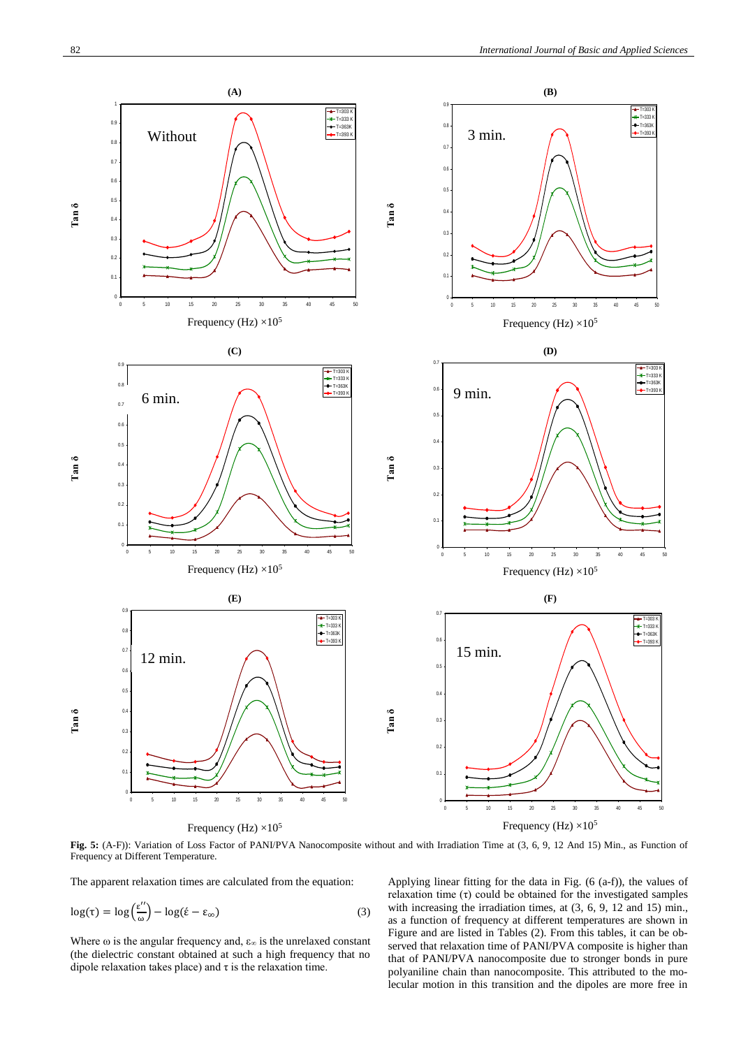**Fig. 5:** (A-F)): Variation of Loss Factor of PANI/PVA Nanocomposite without and with Irradiation Time at (3, 6, 9, 12 And 15) Min., as Function of Frequency at Different Temperature.

The apparent relaxation times are calculated from the equation:

$$\log(\tau) = \log\left(\frac{\varepsilon''}{\omega}\right) - \log(\acute{\varepsilon} - \varepsilon_\infty) \quad (3)$$

Where ω is the angular frequency and, $\varepsilon_\infty$ is the unrelaxed constant (the dielectric constant obtained at such a high frequency that no dipole relaxation takes place) and τ is the relaxation time.

Applying linear fitting for the data in Fig. (6 (a-f)), the values of relaxation time (τ) could be obtained for the investigated samples with increasing the irradiation times, at (3, 6, 9, 12 and 15) min., as a function of frequency at different temperatures are shown in Figure and are listed in Tables (2). From this tables, it can be observed that relaxation time of PANI/PVA composite is higher than that of PANI/PVA nanocomposite due to stronger bonds in pure polyaniline chain than nanocomposite. This attributed to the molecular motion in this transition and the dipoles are more free in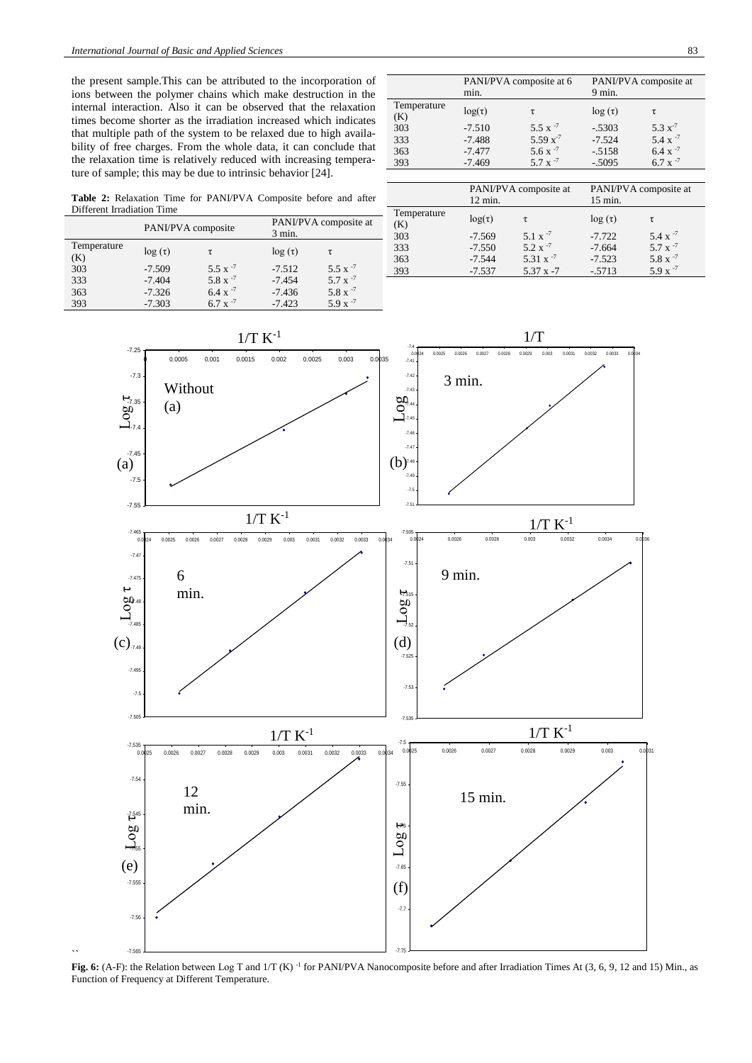the present sample.This can be attributed to the incorporation of ions between the polymer chains which make destruction in the internal interaction. Also it can be observed that the relaxation times become shorter as the irradiation increased which indicates that multiple path of the system to be relaxed due to high availability of free charges. From the whole data, it can conclude that the relaxation time is relatively reduced with increasing temperature of sample; this may be due to intrinsic behavior [24].

**Table 2:** Relaxation Time for PANI/PVA Composite before and after Different Irradiation Time

| | PANI/PVA composite | | PANI/PVA composite at 3 min. | |
|---|---|---|---|---|
| Temperature (K) | log (τ) | τ | log (τ) | τ |
| 303 | -7.509 | 5.5 x $^{-7}$ | -7.512 | 5.5 x $^{-7}$ |
| 333 | -7.404 | 5.8 x $^{-7}$ | -7.454 | 5.7 x $^{-7}$ |
| 363 | -7.326 | 6.4 x $^{-7}$ | -7.436 | 5.8 x $^{-7}$ |
| 393 | -7.303 | 6.7 x $^{-7}$ | -7.423 | 5.9 x $^{-7}$ |

| | PANI/PVA composite at 6 min. | | PANI/PVA composite at 9 min. | |
|---|---|---|---|---|
| Temperature (K) | log(τ) | τ | log (τ) | τ |
| 303 | -7.510 | 5.5 x $^{-7}$ | -.5303 | 5.3 x$^{-7}$ |
| 333 | -7.488 | 5.59 x$^{-7}$ | -7.524 | 5.4 x $^{-7}$ |
| 363 | -7.477 | 5.6 x $^{-7}$ | -.5158 | 6.4 x $^{-7}$ |
| 393 | -7.469 | 5.7 x $^{-7}$ | -.5095 | 6.7 x $^{-7}$ |

| | PANI/PVA composite at 12 min. | | PANI/PVA composite at 15 min. | |
|---|---|---|---|---|
| Temperature (K) | log(τ) | τ | log (τ) | τ |
| 303 | -7.569 | 5.1 x $^{-7}$ | -7.722 | 5.4 x $^{-7}$ |
| 333 | -7.550 | 5.2 x $^{-7}$ | -7.664 | 5.7 x $^{-7}$ |
| 363 | -7.544 | 5.31 x $^{-7}$ | -7.523 | 5.8 x $^{-7}$ |
| 393 | -7.537 | 5.37 x -7 | -.5713 | 5.9 x $^{-7}$ |

**Fig. 6:** (A-F): the Relation between Log T and 1/T (K) $^{-1}$ for PANI/PVA Nanocomposite before and after Irradiation Times At (3, 6, 9, 12 and 15) Min., as Function of Frequency at Different Temperature.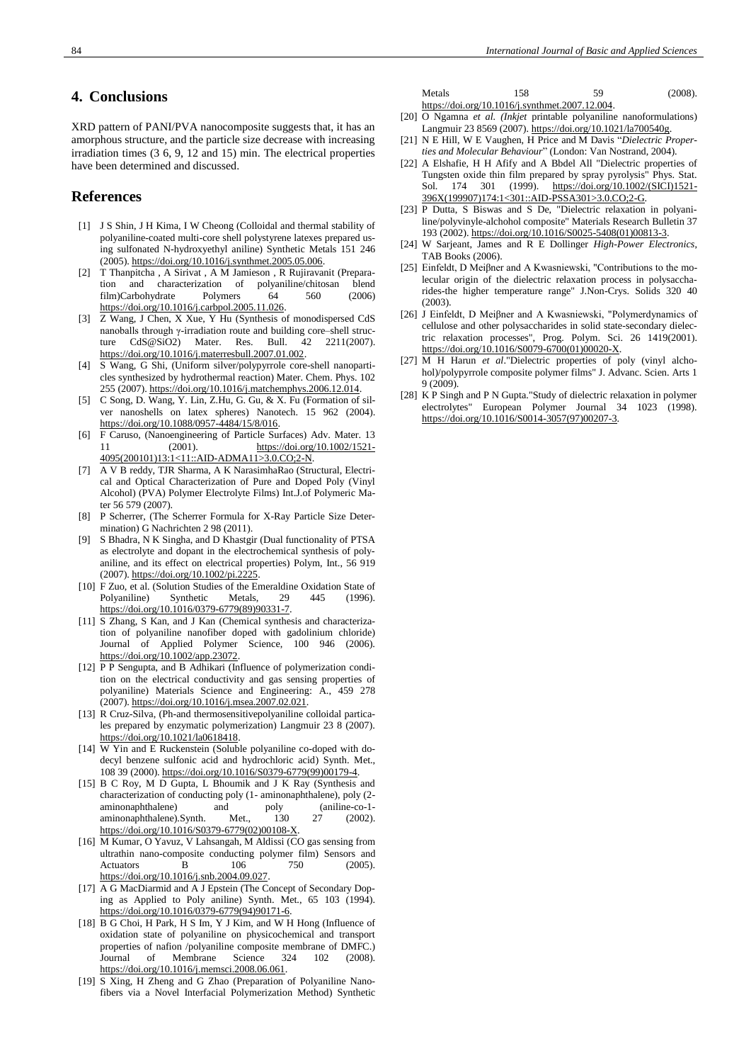## 4. Conclusions

XRD pattern of PANI/PVA nanocomposite suggests that, it has an amorphous structure, and the particle size decrease with increasing irradiation times (3 6, 9, 12 and 15) min. The electrical properties have been determined and discussed.

## References

[1] J S Shin, J H Kima, I W Cheong (Colloidal and thermal stability of polyaniline-coated multi-core shell polystyrene latexes prepared using sulfonated N-hydroxyethyl aniline) Synthetic Metals 151 246 (2005). https://doi.org/10.1016/j.synthmet.2005.05.006.

[2] T Thanpitcha , A Sirivat , A M Jamieson , R Rujiravanit (Preparation and characterization of polyaniline/chitosan blend film)Carbohydrate Polymers 64 560 (2006) https://doi.org/10.1016/j.carbpol.2005.11.026.

[3] Z Wang, J Chen, X Xue, Y Hu (Synthesis of monodispersed CdS nanoballs through γ-irradiation route and building core–shell structure CdS@SiO2) Mater. Res. Bull. 42 2211(2007). https://doi.org/10.1016/j.materresbull.2007.01.002.

[4] S Wang, G Shi, (Uniform silver/polypyrrole core-shell nanoparticles synthesized by hydrothermal reaction) Mater. Chem. Phys. 102 255 (2007). https://doi.org/10.1016/j.matchemphys.2006.12.014.

[5] C Song, D. Wang, Y. Lin, Z.Hu, G. Gu, & X. Fu (Formation of silver nanoshells on latex spheres) Nanotech. 15 962 (2004). https://doi.org/10.1088/0957-4484/15/8/016.

[6] F Caruso, (Nanoengineering of Particle Surfaces) Adv. Mater. 13 11 (2001). https://doi.org/10.1002/1521-4095(200101)13:1<11::AID-ADMA11>3.0.CO;2-N.

[7] A V B reddy, TJR Sharma, A K NarasimhaRao (Structural, Electrical and Optical Characterization of Pure and Doped Poly (Vinyl Alcohol) (PVA) Polymer Electrolyte Films) Int.J.of Polymeric Mater 56 579 (2007).

[8] P Scherrer, (The Scherrer Formula for X-Ray Particle Size Determination) G Nachrichten 2 98 (2011).

[9] S Bhadra, N K Singha, and D Khastgir (Dual functionality of PTSA as electrolyte and dopant in the electrochemical synthesis of polyaniline, and its effect on electrical properties) Polym, Int., 56 919 (2007). https://doi.org/10.1002/pi.2225.

[10] F Zuo, et al. (Solution Studies of the Emeraldine Oxidation State of Polyaniline) Synthetic Metals, 29 445 (1996). https://doi.org/10.1016/0379-6779(89)90331-7.

[11] S Zhang, S Kan, and J Kan (Chemical synthesis and characterization of polyaniline nanofiber doped with gadolinium chloride) Journal of Applied Polymer Science, 100 946 (2006). https://doi.org/10.1002/app.23072.

[12] P P Sengupta, and B Adhikari (Influence of polymerization condition on the electrical conductivity and gas sensing properties of polyaniline) Materials Science and Engineering: A., 459 278 (2007). https://doi.org/10.1016/j.msea.2007.02.021.

[13] R Cruz-Silva, (Ph-and thermosensitivepolyaniline colloidal particales prepared by enzymatic polymerization) Langmuir 23 8 (2007). https://doi.org/10.1021/la0618418.

[14] W Yin and E Ruckenstein (Soluble polyaniline co-doped with dodecyl benzene sulfonic acid and hydrochloric acid) Synth. Met., 108 39 (2000). https://doi.org/10.1016/S0379-6779(99)00179-4.

[15] B C Roy, M D Gupta, L Bhoumik and J K Ray (Synthesis and characterization of conducting poly (1- aminonaphthalene), poly (2-aminonaphthalene) and poly (aniline-co-1-aminonaphthalene).Synth. Met., 130 27 (2002). https://doi.org/10.1016/S0379-6779(02)00108-X.

[16] M Kumar, O Yavuz, V Lahsangah, M Aldissi (CO gas sensing from ultrathin nano-composite conducting polymer film) Sensors and Actuators B 106 750 (2005). https://doi.org/10.1016/j.snb.2004.09.027.

[17] A G MacDiarmid and A J Epstein (The Concept of Secondary Doping as Applied to Poly aniline) Synth. Met., 65 103 (1994). https://doi.org/10.1016/0379-6779(94)90171-6.

[18] B G Choi, H Park, H S Im, Y J Kim, and W H Hong (Influence of oxidation state of polyaniline on physicochemical and transport properties of nafion /polyaniline composite membrane of DMFC.) Journal of Membrane Science 324 102 (2008). https://doi.org/10.1016/j.memsci.2008.06.061.

[19] S Xing, H Zheng and G Zhao (Preparation of Polyaniline Nanofibers via a Novel Interfacial Polymerization Method) Synthetic Metals 158 59 (2008). https://doi.org/10.1016/j.synthmet.2007.12.004.

[20] O Ngamna *et al. (Inkjet* printable polyaniline nanoformulations) Langmuir 23 8569 (2007). https://doi.org/10.1021/la700540g.

[21] N E Hill, W E Vaughen, H Price and M Davis "*Dielectric Properties and Molecular Behaviour*" (London: Van Nostrand, 2004).

[22] A Elshafie, H H Afify and A Bbdel All "Dielectric properties of Tungsten oxide thin film prepared by spray pyrolysis" Phys. Stat. Sol. 174 301 (1999). https://doi.org/10.1002/(SICI)1521-396X(199907)174:1<301::AID-PSSA301>3.0.CO;2-G.

[23] P Dutta, S Biswas and S De, "Dielectric relaxation in polyaniline/polyvinyle-alchohol composite" Materials Research Bulletin 37 193 (2002). https://doi.org/10.1016/S0025-5408(01)00813-3.

[24] W Sarjeant, James and R E Dollinger *High-Power Electronics*, TAB Books (2006).

[25] Einfeldt, D Meiβner and A Kwasniewski, "Contributions to the molecular origin of the dielectric relaxation process in polysaccharides-the higher temperature range" J.Non-Crys. Solids 320 40 (2003).

[26] J Einfeldt, D Meiβner and A Kwasniewski, "Polymerdynamics of cellulose and other polysaccharides in solid state-secondary dielectric relaxation processes", Prog. Polym. Sci. 26 1419(2001). https://doi.org/10.1016/S0079-6700(01)00020-X.

[27] M H Harun *et al*."Dielectric properties of poly (vinyl alchohol)/polypyrrole composite polymer films" J. Advanc. Scien. Arts 1 9 (2009).

[28] K P Singh and P N Gupta."Study of dielectric relaxation in polymer electrolytes" European Polymer Journal 34 1023 (1998). https://doi.org/10.1016/S0014-3057(97)00207-3.